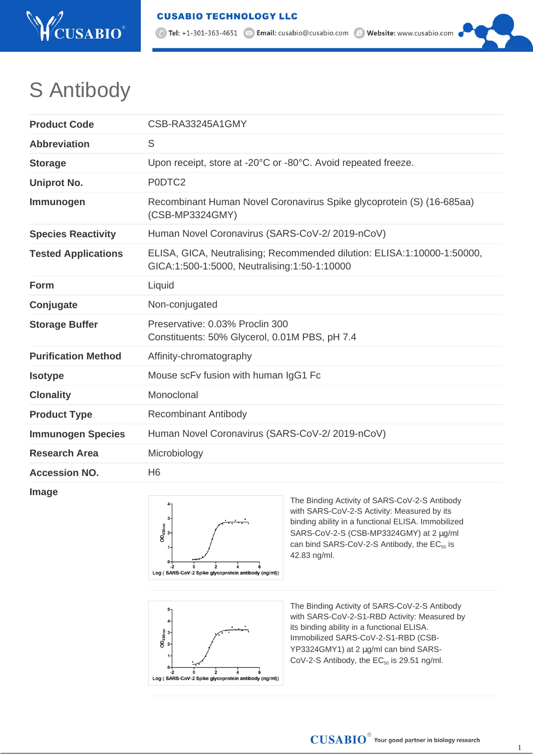# S Antibody

| | |
|---|---|
| **Product Code** | CSB-RA33245A1GMY |
| **Abbreviation** | S |
| **Storage** | Upon receipt, store at -20°C or -80°C. Avoid repeated freeze. |
| **Uniprot No.** | P0DTC2 |
| **Immunogen** | Recombinant Human Novel Coronavirus Spike glycoprotein (S) (16-685aa) (CSB-MP3324GMY) |
| **Species Reactivity** | Human Novel Coronavirus (SARS-CoV-2/ 2019-nCoV) |
| **Tested Applications** | ELISA, GICA, Neutralising; Recommended dilution: ELISA:1:10000-1:50000, GICA:1:500-1:5000, Neutralising:1:50-1:10000 |
| **Form** | Liquid |
| **Conjugate** | Non-conjugated |
| **Storage Buffer** | Preservative: 0.03% Proclin 300<br>Constituents: 50% Glycerol, 0.01M PBS, pH 7.4 |
| **Purification Method** | Affinity-chromatography |
| **Isotype** | Mouse scFv fusion with human IgG1 Fc |
| **Clonality** | Monoclonal |
| **Product Type** | Recombinant Antibody |
| **Immunogen Species** | Human Novel Coronavirus (SARS-CoV-2/ 2019-nCoV) |
| **Research Area** | Microbiology |
| **Accession NO.** | H6 |

**Image**

The Binding Activity of SARS-CoV-2-S Antibody with SARS-CoV-2-S Activity: Measured by its binding ability in a functional ELISA. Immobilized SARS-CoV-2-S (CSB-MP3324GMY) at 2 μg/ml can bind SARS-CoV-2-S Antibody, the $EC_{50}$ is 42.83 ng/ml.

The Binding Activity of SARS-CoV-2-S Antibody with SARS-CoV-2-S1-RBD Activity: Measured by its binding ability in a functional ELISA. Immobilized SARS-CoV-2-S1-RBD (CSB-YP3324GMY1) at 2 μg/ml can bind SARS-CoV-2-S Antibody, the $EC_{50}$ is 29.51 ng/ml.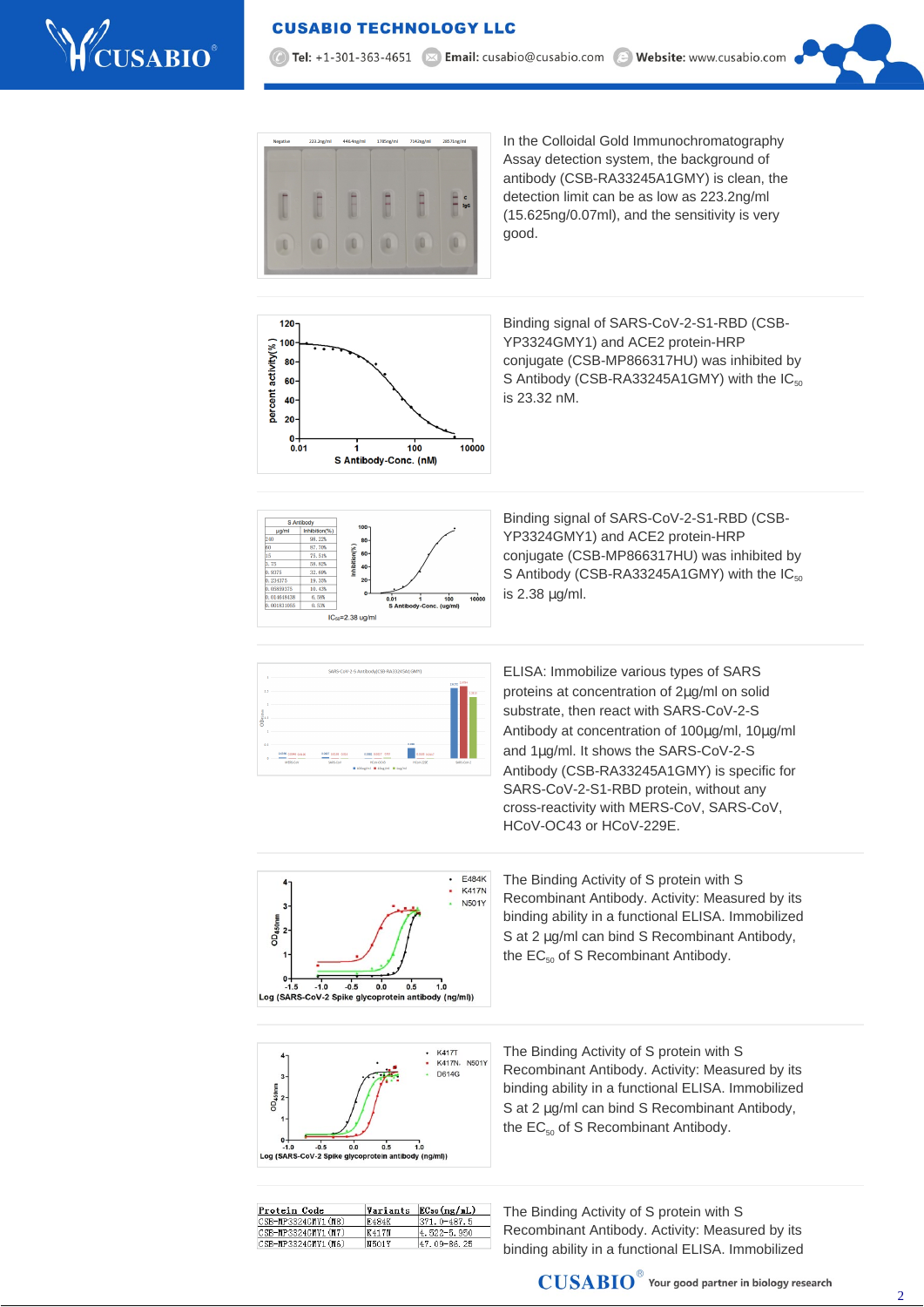In the Colloidal Gold Immunochromatography Assay detection system, the background of antibody (CSB-RA33245A1GMY) is clean, the detection limit can be as low as 223.2ng/ml (15.625ng/0.07ml), and the sensitivity is very good.

Binding signal of SARS-CoV-2-S1-RBD (CSB-YP3324GMY1) and ACE2 protein-HRP conjugate (CSB-MP866317HU) was inhibited by S Antibody (CSB-RA33245A1GMY) with the $IC_{50}$ is 23.32 nM.

| S Antibody | |
|---|---|
| μg/ml | Inhibition(%) |
| 240 | 98.22% |
| 60 | 87.70% |
| 15 | 75.51% |
| 3.75 | 59.82% |
| 0.9375 | 32.69% |
| 0.234375 | 19.30% |
| 0.05859375 | 10.43% |
| 0.014648438 | 6.58% |
| 0.003662109 | 0.53% |

$IC_{50}$=2.38 ug/ml

Binding signal of SARS-CoV-2-S1-RBD (CSB-YP3324GMY1) and ACE2 protein-HRP conjugate (CSB-MP866317HU) was inhibited by S Antibody (CSB-RA33245A1GMY) with the $IC_{50}$ is 2.38 μg/ml.

ELISA: Immobilize various types of SARS proteins at concentration of 2μg/ml on solid substrate, then react with SARS-CoV-2-S Antibody at concentration of 100μg/ml, 10μg/ml and 1μg/ml. It shows the SARS-CoV-2-S Antibody (CSB-RA33245A1GMY) is specific for SARS-CoV-2-S1-RBD protein, without any cross-reactivity with MERS-CoV, SARS-CoV, HCoV-OC43 or HCoV-229E.

The Binding Activity of S protein with S Recombinant Antibody. Activity: Measured by its binding ability in a functional ELISA. Immobilized S at 2 μg/ml can bind S Recombinant Antibody, the $EC_{50}$ of S Recombinant Antibody.

The Binding Activity of S protein with S Recombinant Antibody. Activity: Measured by its binding ability in a functional ELISA. Immobilized S at 2 μg/ml can bind S Recombinant Antibody, the $EC_{50}$ of S Recombinant Antibody.

| Protein Code | Variants | $EC_{50}$(ng/mL) |
|---|---|---|
| CSB-MP3324GMY1(M8) | E484K | 371.0-487.5 |
| CSB-MP3324GMY1(M7) | K417N | 4.522-5.950 |
| CSB-MP3324GMY1(M6) | N501Y | 47.09-86.25 |

The Binding Activity of S protein with S Recombinant Antibody. Activity: Measured by its binding ability in a functional ELISA. Immobilized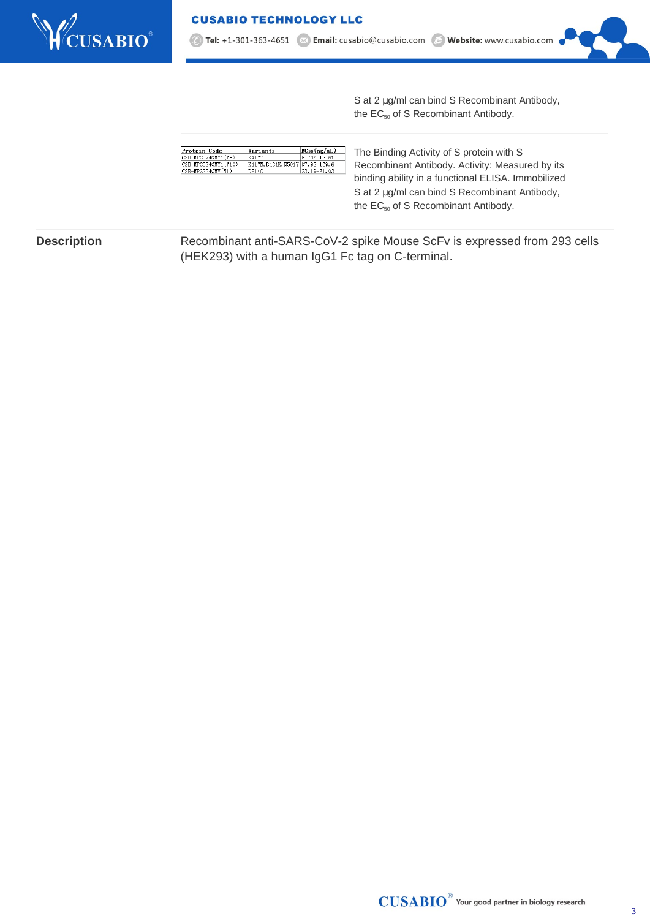S at 2 µg/ml can bind S Recombinant Antibody, the $EC_{50}$ of S Recombinant Antibody.

| Protein Code | Variants | EC50(ng/mL) |
| --- | --- | --- |
| CSB-MP3324GMY1(M9) | K417T | 8.706-13.61 |
| CSB-MP3324GMY1(M10) | K417N,E484K,N501Y | 97.82-169.6 |
| CSB-MP3324GMY(M1) | D614G | 23.19-34.02 |

The Binding Activity of S protein with S Recombinant Antibody. Activity: Measured by its binding ability in a functional ELISA. Immobilized S at 2 µg/ml can bind S Recombinant Antibody, the $EC_{50}$ of S Recombinant Antibody.

**Description**

Recombinant anti-SARS-CoV-2 spike Mouse ScFv is expressed from 293 cells (HEK293) with a human IgG1 Fc tag on C-terminal.